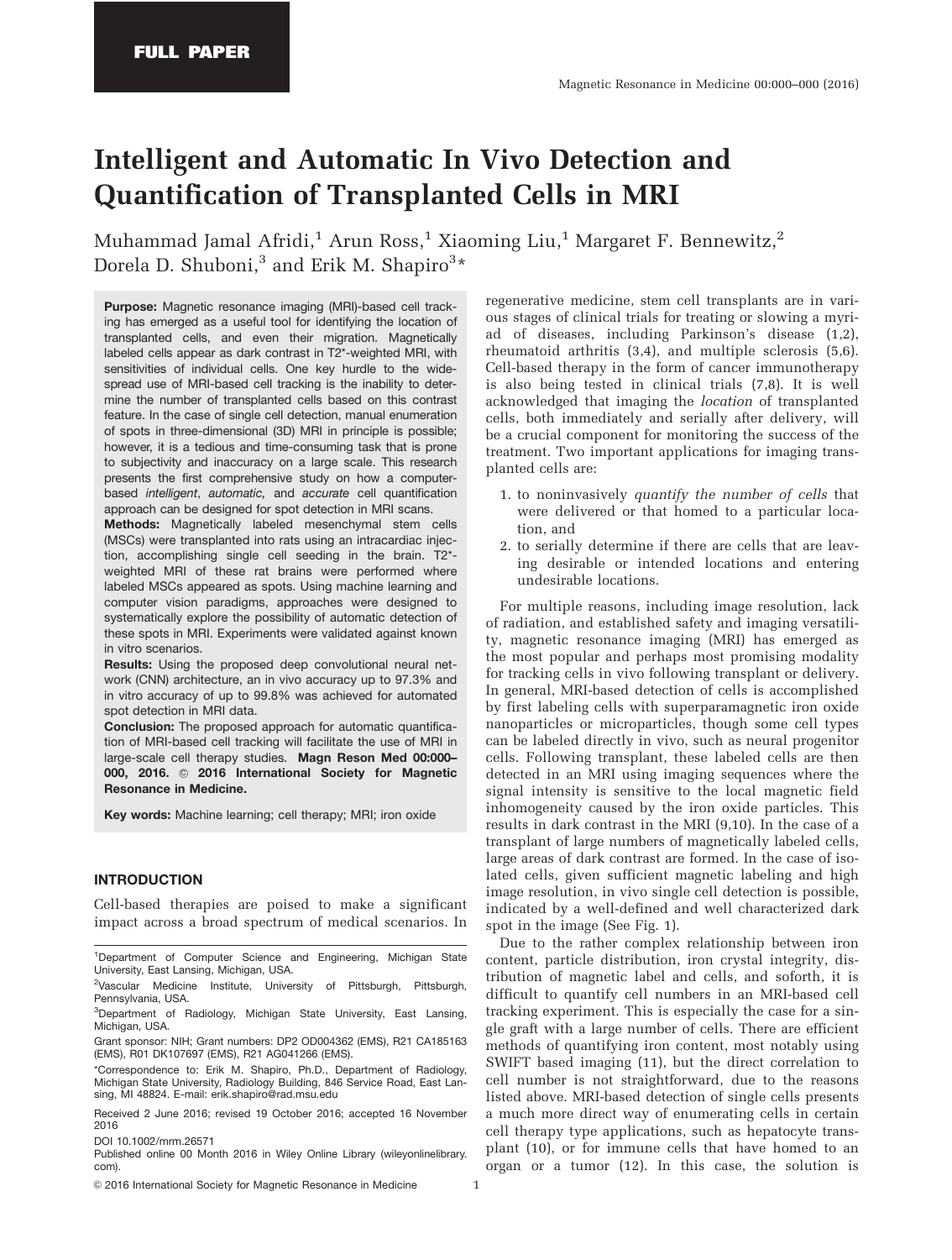FULL PAPER

# Intelligent and Automatic In Vivo Detection and Quantification of Transplanted Cells in MRI

Muhammad Jamal Afridi,[1] Arun Ross,[1] Xiaoming Liu,[1] Margaret F. Bennewitz,[2] Dorela D. Shuboni,[3] and Erik M. Shapiro[3]*

**Purpose:** Magnetic resonance imaging (MRI)-based cell tracking has emerged as a useful tool for identifying the location of transplanted cells, and even their migration. Magnetically labeled cells appear as dark contrast in T2*-weighted MRI, with sensitivities of individual cells. One key hurdle to the widespread use of MRI-based cell tracking is the inability to determine the number of transplanted cells based on this contrast feature. In the case of single cell detection, manual enumeration of spots in three-dimensional (3D) MRI in principle is possible; however, it is a tedious and time-consuming task that is prone to subjectivity and inaccuracy on a large scale. This research presents the first comprehensive study on how a computer-based *intelligent*, *automatic,* and *accurate* cell quantification approach can be designed for spot detection in MRI scans.

**Methods:** Magnetically labeled mesenchymal stem cells (MSCs) were transplanted into rats using an intracardiac injection, accomplishing single cell seeding in the brain. T2*-weighted MRI of these rat brains were performed where labeled MSCs appeared as spots. Using machine learning and computer vision paradigms, approaches were designed to systematically explore the possibility of automatic detection of these spots in MRI. Experiments were validated against known in vitro scenarios.

**Results:** Using the proposed deep convolutional neural network (CNN) architecture, an in vivo accuracy up to 97.3% and in vitro accuracy of up to 99.8% was achieved for automated spot detection in MRI data.

**Conclusion:** The proposed approach for automatic quantification of MRI-based cell tracking will facilitate the use of MRI in large-scale cell therapy studies. **Magn Reson Med 00:000–000, 2016. © 2016 International Society for Magnetic Resonance in Medicine.**

**Key words:** Machine learning; cell therapy; MRI; iron oxide

## INTRODUCTION

Cell-based therapies are poised to make a significant impact across a broad spectrum of medical scenarios. In regenerative medicine, stem cell transplants are in various stages of clinical trials for treating or slowing a myriad of diseases, including Parkinson's disease (1,2), rheumatoid arthritis (3,4), and multiple sclerosis (5,6). Cell-based therapy in the form of cancer immunotherapy is also being tested in clinical trials (7,8). It is well acknowledged that imaging the *location* of transplanted cells, both immediately and serially after delivery, will be a crucial component for monitoring the success of the treatment. Two important applications for imaging transplanted cells are:

1. to noninvasively *quantify the number of cells* that were delivered or that homed to a particular location, and
2. to serially determine if there are cells that are leaving desirable or intended locations and entering undesirable locations.

For multiple reasons, including image resolution, lack of radiation, and established safety and imaging versatility, magnetic resonance imaging (MRI) has emerged as the most popular and perhaps most promising modality for tracking cells in vivo following transplant or delivery. In general, MRI-based detection of cells is accomplished by first labeling cells with superparamagnetic iron oxide nanoparticles or microparticles, though some cell types can be labeled directly in vivo, such as neural progenitor cells. Following transplant, these labeled cells are then detected in an MRI using imaging sequences where the signal intensity is sensitive to the local magnetic field inhomogeneity caused by the iron oxide particles. This results in dark contrast in the MRI (9,10). In the case of a transplant of large numbers of magnetically labeled cells, large areas of dark contrast are formed. In the case of isolated cells, given sufficient magnetic labeling and high image resolution, in vivo single cell detection is possible, indicated by a well-defined and well characterized dark spot in the image (See Fig. 1).

Due to the rather complex relationship between iron content, particle distribution, iron crystal integrity, distribution of magnetic label and cells, and soforth, it is difficult to quantify cell numbers in an MRI-based cell tracking experiment. This is especially the case for a single graft with a large number of cells. There are efficient methods of quantifying iron content, most notably using SWIFT based imaging (11), but the direct correlation to cell number is not straightforward, due to the reasons listed above. MRI-based detection of single cells presents a much more direct way of enumerating cells in certain cell therapy type applications, such as hepatocyte transplant (10), or for immune cells that have homed to an organ or a tumor (12). In this case, the solution is

[1]Department of Computer Science and Engineering, Michigan State University, East Lansing, Michigan, USA.
[2]Vascular Medicine Institute, University of Pittsburgh, Pittsburgh, Pennsylvania, USA.
[3]Department of Radiology, Michigan State University, East Lansing, Michigan, USA.

Grant sponsor: NIH; Grant numbers: DP2 OD004362 (EMS), R21 CA185163 (EMS), R01 DK107697 (EMS), R21 AG041266 (EMS).

*Correspondence to: Erik M. Shapiro, Ph.D., Department of Radiology, Michigan State University, Radiology Building, 846 Service Road, East Lansing, MI 48824. E-mail: erik.shapiro@rad.msu.edu

Received 2 June 2016; revised 19 October 2016; accepted 16 November 2016

DOI 10.1002/mrm.26571

Published online 00 Month 2016 in Wiley Online Library (wileyonlinelibrary.com).

© 2016 International Society for Magnetic Resonance in Medicine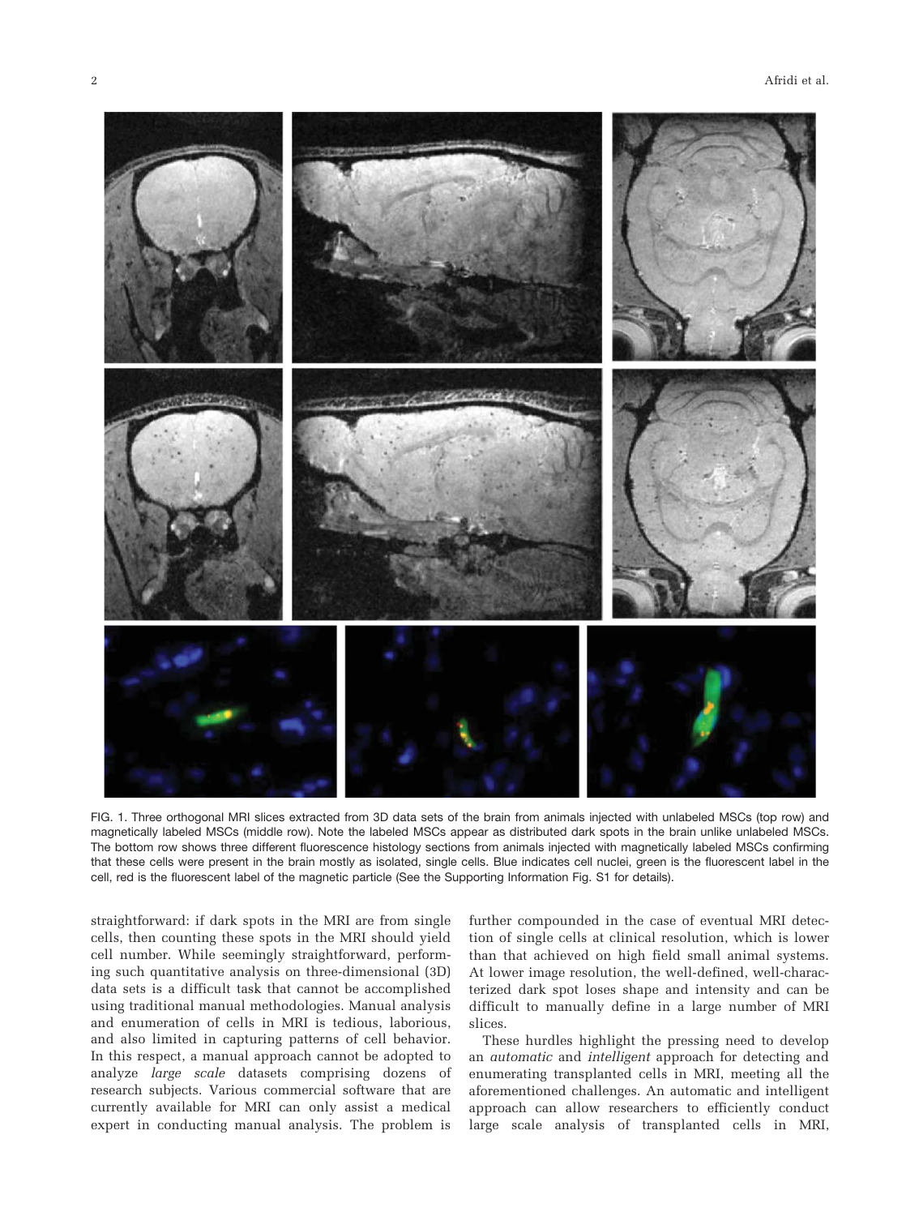FIG. 1. Three orthogonal MRI slices extracted from 3D data sets of the brain from animals injected with unlabeled MSCs (top row) and magnetically labeled MSCs (middle row). Note the labeled MSCs appear as distributed dark spots in the brain unlike unlabeled MSCs. The bottom row shows three different fluorescence histology sections from animals injected with magnetically labeled MSCs confirming that these cells were present in the brain mostly as isolated, single cells. Blue indicates cell nuclei, green is the fluorescent label in the cell, red is the fluorescent label of the magnetic particle (See the Supporting Information Fig. S1 for details).

straightforward: if dark spots in the MRI are from single cells, then counting these spots in the MRI should yield cell number. While seemingly straightforward, performing such quantitative analysis on three-dimensional (3D) data sets is a difficult task that cannot be accomplished using traditional manual methodologies. Manual analysis and enumeration of cells in MRI is tedious, laborious, and also limited in capturing patterns of cell behavior. In this respect, a manual approach cannot be adopted to analyze *large scale* datasets comprising dozens of research subjects. Various commercial software that are currently available for MRI can only assist a medical expert in conducting manual analysis. The problem is further compounded in the case of eventual MRI detection of single cells at clinical resolution, which is lower than that achieved on high field small animal systems. At lower image resolution, the well-defined, well-characterized dark spot loses shape and intensity and can be difficult to manually define in a large number of MRI slices.

These hurdles highlight the pressing need to develop an *automatic* and *intelligent* approach for detecting and enumerating transplanted cells in MRI, meeting all the aforementioned challenges. An automatic and intelligent approach can allow researchers to efficiently conduct large scale analysis of transplanted cells in MRI,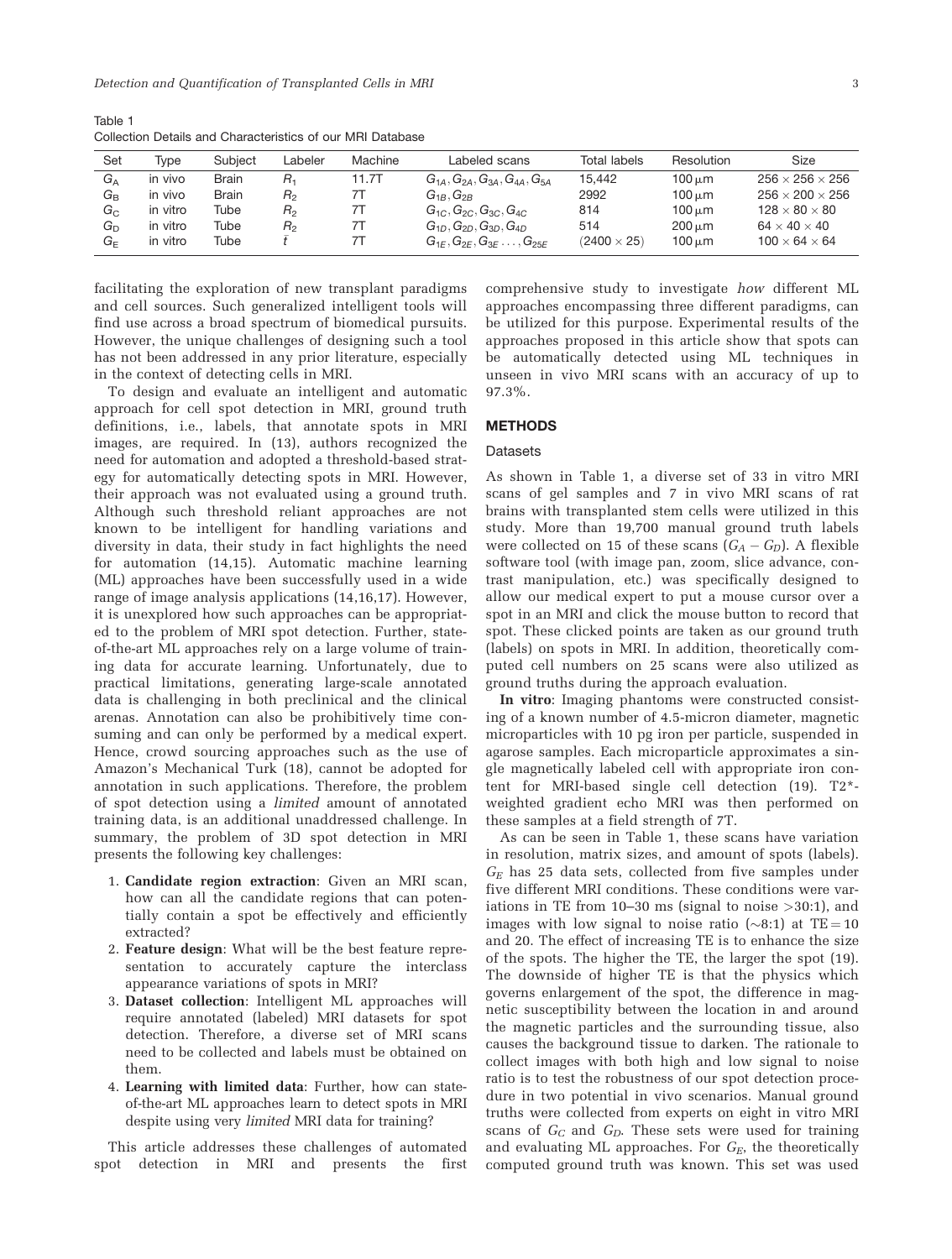Table 1
Collection Details and Characteristics of our MRI Database

| Set | Type | Subject | Labeler | Machine | Labeled scans | Total labels | Resolution | Size |
|---|---|---|---|---|---|---|---|---|
| $G_A$ | in vivo | Brain | $R_1$ | 11.7T | $G_{1A}, G_{2A}, G_{3A}, G_{4A}, G_{5A}$ | 15,442 | 100 μm | $256 \times 256 \times 256$ |
| $G_B$ | in vivo | Brain | $R_2$ | 7T | $G_{1B}, G_{2B}$ | 2992 | 100 μm | $256 \times 200 \times 256$ |
| $G_C$ | in vitro | Tube | $R_2$ | 7T | $G_{1C}, G_{2C}, G_{3C}, G_{4C}$ | 814 | 100 μm | $128 \times 80 \times 80$ |
| $G_D$ | in vitro | Tube | $R_2$ | 7T | $G_{1D}, G_{2D}, G_{3D}, G_{4D}$ | 514 | 200 μm | $64 \times 40 \times 40$ |
| $G_E$ | in vitro | Tube | $\hat{t}$ | 7T | $G_{1E}, G_{2E}, G_{3E} \ldots, G_{25E}$ | $(2400 \times 25)$ | 100 μm | $100 \times 64 \times 64$ |

facilitating the exploration of new transplant paradigms and cell sources. Such generalized intelligent tools will find use across a broad spectrum of biomedical pursuits. However, the unique challenges of designing such a tool has not been addressed in any prior literature, especially in the context of detecting cells in MRI.

To design and evaluate an intelligent and automatic approach for cell spot detection in MRI, ground truth definitions, i.e., labels, that annotate spots in MRI images, are required. In (13), authors recognized the need for automation and adopted a threshold-based strategy for automatically detecting spots in MRI. However, their approach was not evaluated using a ground truth. Although such threshold reliant approaches are not known to be intelligent for handling variations and diversity in data, their study in fact highlights the need for automation (14,15). Automatic machine learning (ML) approaches have been successfully used in a wide range of image analysis applications (14,16,17). However, it is unexplored how such approaches can be appropriated to the problem of MRI spot detection. Further, state-of-the-art ML approaches rely on a large volume of training data for accurate learning. Unfortunately, due to practical limitations, generating large-scale annotated data is challenging in both preclinical and the clinical arenas. Annotation can also be prohibitively time consuming and can only be performed by a medical expert. Hence, crowd sourcing approaches such as the use of Amazon's Mechanical Turk (18), cannot be adopted for annotation in such applications. Therefore, the problem of spot detection using a *limited* amount of annotated training data, is an additional unaddressed challenge. In summary, the problem of 3D spot detection in MRI presents the following key challenges:

1. **Candidate region extraction**: Given an MRI scan, how can all the candidate regions that can potentially contain a spot be effectively and efficiently extracted?
2. **Feature design**: What will be the best feature representation to accurately capture the interclass appearance variations of spots in MRI?
3. **Dataset collection**: Intelligent ML approaches will require annotated (labeled) MRI datasets for spot detection. Therefore, a diverse set of MRI scans need to be collected and labels must be obtained on them.
4. **Learning with limited data**: Further, how can state-of-the-art ML approaches learn to detect spots in MRI despite using very *limited* MRI data for training?

This article addresses these challenges of automated spot detection in MRI and presents the first comprehensive study to investigate *how* different ML approaches encompassing three different paradigms, can be utilized for this purpose. Experimental results of the approaches proposed in this article show that spots can be automatically detected using ML techniques in unseen in vivo MRI scans with an accuracy of up to 97.3%.

## METHODS

### Datasets

As shown in Table 1, a diverse set of 33 in vitro MRI scans of gel samples and 7 in vivo MRI scans of rat brains with transplanted stem cells were utilized in this study. More than 19,700 manual ground truth labels were collected on 15 of these scans ($G_A - G_D$). A flexible software tool (with image pan, zoom, slice advance, contrast manipulation, etc.) was specifically designed to allow our medical expert to put a mouse cursor over a spot in an MRI and click the mouse button to record that spot. These clicked points are taken as our ground truth (labels) on spots in MRI. In addition, theoretically computed cell numbers on 25 scans were also utilized as ground truths during the approach evaluation.

**In vitro**: Imaging phantoms were constructed consisting of a known number of 4.5-micron diameter, magnetic microparticles with 10 pg iron per particle, suspended in agarose samples. Each microparticle approximates a single magnetically labeled cell with appropriate iron content for MRI-based single cell detection (19). T2*-weighted gradient echo MRI was then performed on these samples at a field strength of 7T.

As can be seen in Table 1, these scans have variation in resolution, matrix sizes, and amount of spots (labels). $G_E$ has 25 data sets, collected from five samples under five different MRI conditions. These conditions were variations in TE from 10–30 ms (signal to noise >30:1), and images with low signal to noise ratio (~8:1) at TE = 10 and 20. The effect of increasing TE is to enhance the size of the spots. The higher the TE, the larger the spot (19). The downside of higher TE is that the physics which governs enlargement of the spot, the difference in magnetic susceptibility between the location in and around the magnetic particles and the surrounding tissue, also causes the background tissue to darken. The rationale to collect images with both high and low signal to noise ratio is to test the robustness of our spot detection procedure in two potential in vivo scenarios. Manual ground truths were collected from experts on eight in vitro MRI scans of $G_C$ and $G_D$. These sets were used for training and evaluating ML approaches. For $G_E$, the theoretically computed ground truth was known. This set was used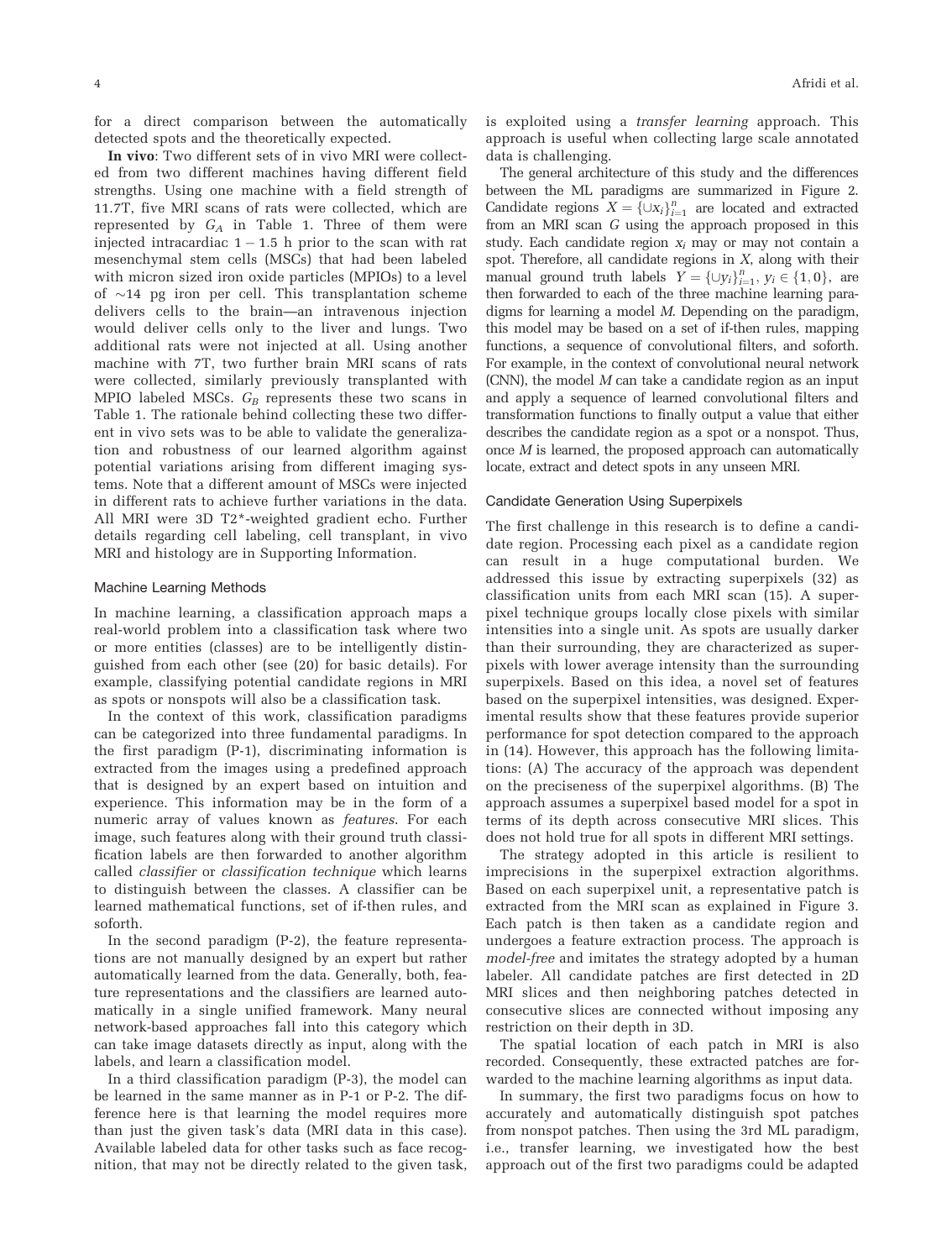for a direct comparison between the automatically detected spots and the theoretically expected.

**In vivo**: Two different sets of in vivo MRI were collected from two different machines having different field strengths. Using one machine with a field strength of 11.7T, five MRI scans of rats were collected, which are represented by $G_A$ in Table 1. Three of them were injected intracardiac $1 - 1.5$ h prior to the scan with rat mesenchymal stem cells (MSCs) that had been labeled with micron sized iron oxide particles (MPIOs) to a level of ∼14 pg iron per cell. This transplantation scheme delivers cells to the brain—an intravenous injection would deliver cells only to the liver and lungs. Two additional rats were not injected at all. Using another machine with 7T, two further brain MRI scans of rats were collected, similarly previously transplanted with MPIO labeled MSCs. $G_B$ represents these two scans in Table 1. The rationale behind collecting these two different in vivo sets was to be able to validate the generalization and robustness of our learned algorithm against potential variations arising from different imaging systems. Note that a different amount of MSCs were injected in different rats to achieve further variations in the data. All MRI were 3D T2*-weighted gradient echo. Further details regarding cell labeling, cell transplant, in vivo MRI and histology are in Supporting Information.

## Machine Learning Methods

In machine learning, a classification approach maps a real-world problem into a classification task where two or more entities (classes) are to be intelligently distinguished from each other (see (20) for basic details). For example, classifying potential candidate regions in MRI as spots or nonspots will also be a classification task.

In the context of this work, classification paradigms can be categorized into three fundamental paradigms. In the first paradigm (P-1), discriminating information is extracted from the images using a predefined approach that is designed by an expert based on intuition and experience. This information may be in the form of a numeric array of values known as *features*. For each image, such features along with their ground truth classification labels are then forwarded to another algorithm called *classifier* or *classification technique* which learns to distinguish between the classes. A classifier can be learned mathematical functions, set of if-then rules, and soforth.

In the second paradigm (P-2), the feature representations are not manually designed by an expert but rather automatically learned from the data. Generally, both, feature representations and the classifiers are learned automatically in a single unified framework. Many neural network-based approaches fall into this category which can take image datasets directly as input, along with the labels, and learn a classification model.

In a third classification paradigm (P-3), the model can be learned in the same manner as in P-1 or P-2. The difference here is that learning the model requires more than just the given task's data (MRI data in this case). Available labeled data for other tasks such as face recognition, that may not be directly related to the given task, is exploited using a *transfer learning* approach. This approach is useful when collecting large scale annotated data is challenging.

The general architecture of this study and the differences between the ML paradigms are summarized in Figure 2. Candidate regions $X = \{\cup x_i\}_{i=1}^{n}$ are located and extracted from an MRI scan $G$ using the approach proposed in this study. Each candidate region $x_i$ may or may not contain a spot. Therefore, all candidate regions in $X$, along with their manual ground truth labels $Y = \{\cup y_i\}_{i=1}^{n}$, $y_i \in \{1, 0\}$, are then forwarded to each of the three machine learning paradigms for learning a model $M$. Depending on the paradigm, this model may be based on a set of if-then rules, mapping functions, a sequence of convolutional filters, and soforth. For example, in the context of convolutional neural network (CNN), the model $M$ can take a candidate region as an input and apply a sequence of learned convolutional filters and transformation functions to finally output a value that either describes the candidate region as a spot or a nonspot. Thus, once $M$ is learned, the proposed approach can automatically locate, extract and detect spots in any unseen MRI.

### Candidate Generation Using Superpixels

The first challenge in this research is to define a candidate region. Processing each pixel as a candidate region can result in a huge computational burden. We addressed this issue by extracting superpixels (32) as classification units from each MRI scan (15). A superpixel technique groups locally close pixels with similar intensities into a single unit. As spots are usually darker than their surrounding, they are characterized as superpixels with lower average intensity than the surrounding superpixels. Based on this idea, a novel set of features based on the superpixel intensities, was designed. Experimental results show that these features provide superior performance for spot detection compared to the approach in (14). However, this approach has the following limitations: (A) The accuracy of the approach was dependent on the preciseness of the superpixel algorithms. (B) The approach assumes a superpixel based model for a spot in terms of its depth across consecutive MRI slices. This does not hold true for all spots in different MRI settings.

The strategy adopted in this article is resilient to imprecisions in the superpixel extraction algorithms. Based on each superpixel unit, a representative patch is extracted from the MRI scan as explained in Figure 3. Each patch is then taken as a candidate region and undergoes a feature extraction process. The approach is *model-free* and imitates the strategy adopted by a human labeler. All candidate patches are first detected in 2D MRI slices and then neighboring patches detected in consecutive slices are connected without imposing any restriction on their depth in 3D.

The spatial location of each patch in MRI is also recorded. Consequently, these extracted patches are forwarded to the machine learning algorithms as input data.

In summary, the first two paradigms focus on how to accurately and automatically distinguish spot patches from nonspot patches. Then using the 3rd ML paradigm, i.e., transfer learning, we investigated how the best approach out of the first two paradigms could be adapted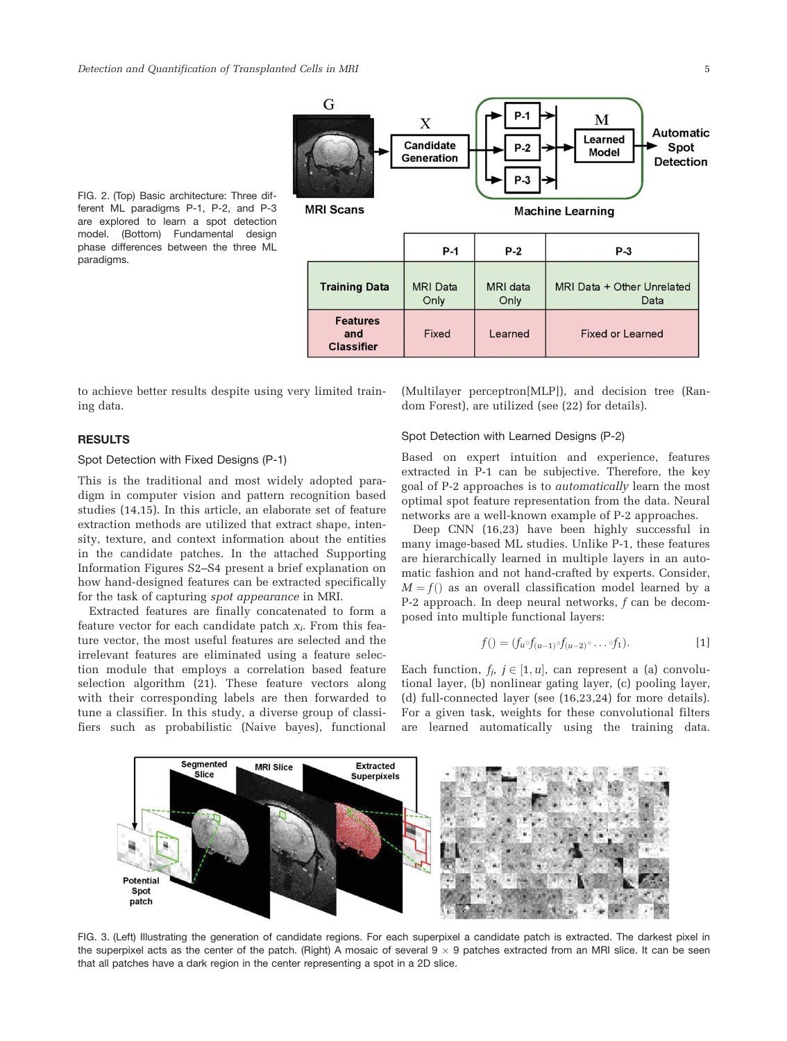FIG. 2. (Top) Basic architecture: Three different ML paradigms P-1, P-2, and P-3 are explored to learn a spot detection model. (Bottom) Fundamental design phase differences between the three ML paradigms.

| | P-1 | P-2 | P-3 |
|---|---|---|---|
| **Training Data** | MRI Data Only | MRI data Only | MRI Data + Other Unrelated Data |
| **Features and Classifier** | Fixed | Learned | Fixed or Learned |

to achieve better results despite using very limited training data.

## RESULTS

### Spot Detection with Fixed Designs (P-1)

This is the traditional and most widely adopted paradigm in computer vision and pattern recognition based studies (14,15). In this article, an elaborate set of feature extraction methods are utilized that extract shape, intensity, texture, and context information about the entities in the candidate patches. In the attached Supporting Information Figures S2–S4 present a brief explanation on how hand-designed features can be extracted specifically for the task of capturing *spot appearance* in MRI.

Extracted features are finally concatenated to form a feature vector for each candidate patch $x_i$. From this feature vector, the most useful features are selected and the irrelevant features are eliminated using a feature selection module that employs a correlation based feature selection algorithm (21). These feature vectors along with their corresponding labels are then forwarded to tune a classifier. In this study, a diverse group of classifiers such as probabilistic (Naive bayes), functional (Multilayer perceptron[MLP]), and decision tree (Random Forest), are utilized (see (22) for details).

### Spot Detection with Learned Designs (P-2)

Based on expert intuition and experience, features extracted in P-1 can be subjective. Therefore, the key goal of P-2 approaches is to *automatically* learn the most optimal spot feature representation from the data. Neural networks are a well-known example of P-2 approaches.

Deep CNN (16,23) have been highly successful in many image-based ML studies. Unlike P-1, these features are hierarchically learned in multiple layers in an automatic fashion and not hand-crafted by experts. Consider, $M = f()$ as an overall classification model learned by a P-2 approach. In deep neural networks, $f$ can be decomposed into multiple functional layers:

$$f() = (f_u \circ f_{(u-1)} \circ f_{(u-2)} \circ \ldots \circ f_1). \quad [1]$$

Each function, $f_j$, $j \in [1, u]$, can represent a (a) convolutional layer, (b) nonlinear gating layer, (c) pooling layer, (d) full-connected layer (see (16,23,24) for more details). For a given task, weights for these convolutional filters are learned automatically using the training data.

FIG. 3. (Left) Illustrating the generation of candidate regions. For each superpixel a candidate patch is extracted. The darkest pixel in the superpixel acts as the center of the patch. (Right) A mosaic of several 9 × 9 patches extracted from an MRI slice. It can be seen that all patches have a dark region in the center representing a spot in a 2D slice.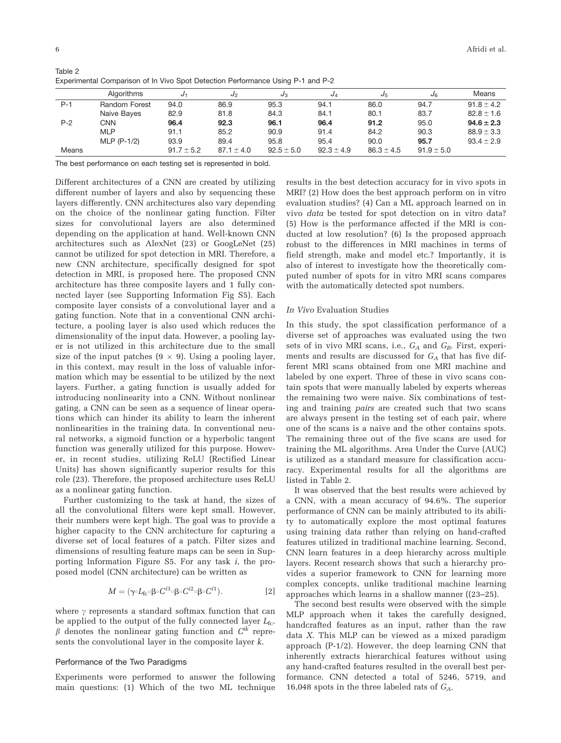Table 2
Experimental Comparison of In Vivo Spot Detection Performance Using P-1 and P-2

| | Algorithms | $J_1$ | $J_2$ | $J_3$ | $J_4$ | $J_5$ | $J_6$ | Means |
|---|---|---|---|---|---|---|---|---|
| P-1 | Random Forest | 94.0 | 86.9 | 95.3 | 94.1 | 86.0 | 94.7 | 91.8 ± 4.2 |
| | Naive Bayes | 82.9 | 81.8 | 84.3 | 84.1 | 80.1 | 83.7 | 82.8 ± 1.6 |
| P-2 | CNN | **96.4** | **92.3** | **96.1** | **96.4** | **91.2** | 95.0 | **94.6 ± 2.3** |
| | MLP | 91.1 | 85.2 | 90.9 | 91.4 | 84.2 | 90.3 | 88.9 ± 3.3 |
| | MLP (P-1/2) | 93.9 | 89.4 | 95.8 | 95.4 | 90.0 | **95.7** | 93.4 ± 2.9 |
| Means | | 91.7 ± 5.2 | 87.1 ± 4.0 | 92.5 ± 5.0 | 92.3 ± 4.9 | 86.3 ± 4.5 | 91.9 ± 5.0 | |

The best performance on each testing set is represented in bold.

Different architectures of a CNN are created by utilizing different number of layers and also by sequencing these layers differently. CNN architectures also vary depending on the choice of the nonlinear gating function. Filter sizes for convolutional layers are also determined depending on the application at hand. Well-known CNN architectures such as AlexNet (23) or GoogLeNet (25) cannot be utilized for spot detection in MRI. Therefore, a new CNN architecture, specifically designed for spot detection in MRI, is proposed here. The proposed CNN architecture has three composite layers and 1 fully connected layer (see Supporting Information Fig S5). Each composite layer consists of a convolutional layer and a gating function. Note that in a conventional CNN architecture, a pooling layer is also used which reduces the dimensionality of the input data. However, a pooling layer is not utilized in this architecture due to the small size of the input patches (9 × 9). Using a pooling layer, in this context, may result in the loss of valuable information which may be essential to be utilized by the next layers. Further, a gating function is usually added for introducing nonlinearity into a CNN. Without nonlinear gating, a CNN can be seen as a sequence of linear operations which can hinder its ability to learn the inherent nonlinearities in the training data. In conventional neural networks, a sigmoid function or a hyperbolic tangent function was generally utilized for this purpose. However, in recent studies, utilizing ReLU (Rectified Linear Units) has shown significantly superior results for this role (23). Therefore, the proposed architecture uses ReLU as a nonlinear gating function.

Further customizing to the task at hand, the sizes of all the convolutional filters were kept small. However, their numbers were kept high. The goal was to provide a higher capacity to the CNN architecture for capturing a diverse set of local features of a patch. Filter sizes and dimensions of resulting feature maps can be seen in Supporting Information Figure S5. For any task *i*, the proposed model (CNN architecture) can be written as

$$M = (\gamma \circ L_{fc} \circ \beta \circ C^{i3} \circ \beta \circ C^{i2} \circ \beta \circ C^{i1}). \quad [2]$$

where $\gamma$ represents a standard softmax function that can be applied to the output of the fully connected layer $L_{fc}$. $\beta$ denotes the nonlinear gating function and $C^{ik}$ represents the convolutional layer in the composite layer $k$.

## Performance of the Two Paradigms

Experiments were performed to answer the following main questions: (1) Which of the two ML technique results in the best detection accuracy for in vivo spots in MRI? (2) How does the best approach perform on in vitro evaluation studies? (4) Can a ML approach learned on in vivo *data* be tested for spot detection on in vitro data? (5) How is the performance affected if the MRI is conducted at low resolution? (6) Is the proposed approach robust to the differences in MRI machines in terms of field strength, make and model etc.? Importantly, it is also of interest to investigate how the theoretically computed number of spots for in vitro MRI scans compares with the automatically detected spot numbers.

### *In Vivo* Evaluation Studies

In this study, the spot classification performance of a diverse set of approaches was evaluated using the two sets of in vivo MRI scans, i.e., $G_A$ and $G_B$. First, experiments and results are discussed for $G_A$ that has five different MRI scans obtained from one MRI machine and labeled by one expert. Three of these in vivo scans contain spots that were manually labeled by experts whereas the remaining two were naive. Six combinations of testing and training *pairs* are created such that two scans are always present in the testing set of each pair, where one of the scans is a naive and the other contains spots. The remaining three out of the five scans are used for training the ML algorithms. Area Under the Curve (AUC) is utilized as a standard measure for classification accuracy. Experimental results for all the algorithms are listed in Table 2.

It was observed that the best results were achieved by a CNN, with a mean accuracy of 94.6%. The superior performance of CNN can be mainly attributed to its ability to automatically explore the most optimal features using training data rather than relying on hand-crafted features utilized in traditional machine learning. Second, CNN learn features in a deep hierarchy across multiple layers. Recent research shows that such a hierarchy provides a superior framework to CNN for learning more complex concepts, unlike traditional machine learning approaches which learns in a shallow manner ((23–25).

The second best results were observed with the simple MLP approach when it takes the carefully designed, handcrafted features as an input, rather than the raw data *X*. This MLP can be viewed as a mixed paradigm approach (P-1/2). However, the deep learning CNN that inherently extracts hierarchical features without using any hand-crafted features resulted in the overall best performance. CNN detected a total of 5246, 5719, and 16,048 spots in the three labeled rats of $G_A$.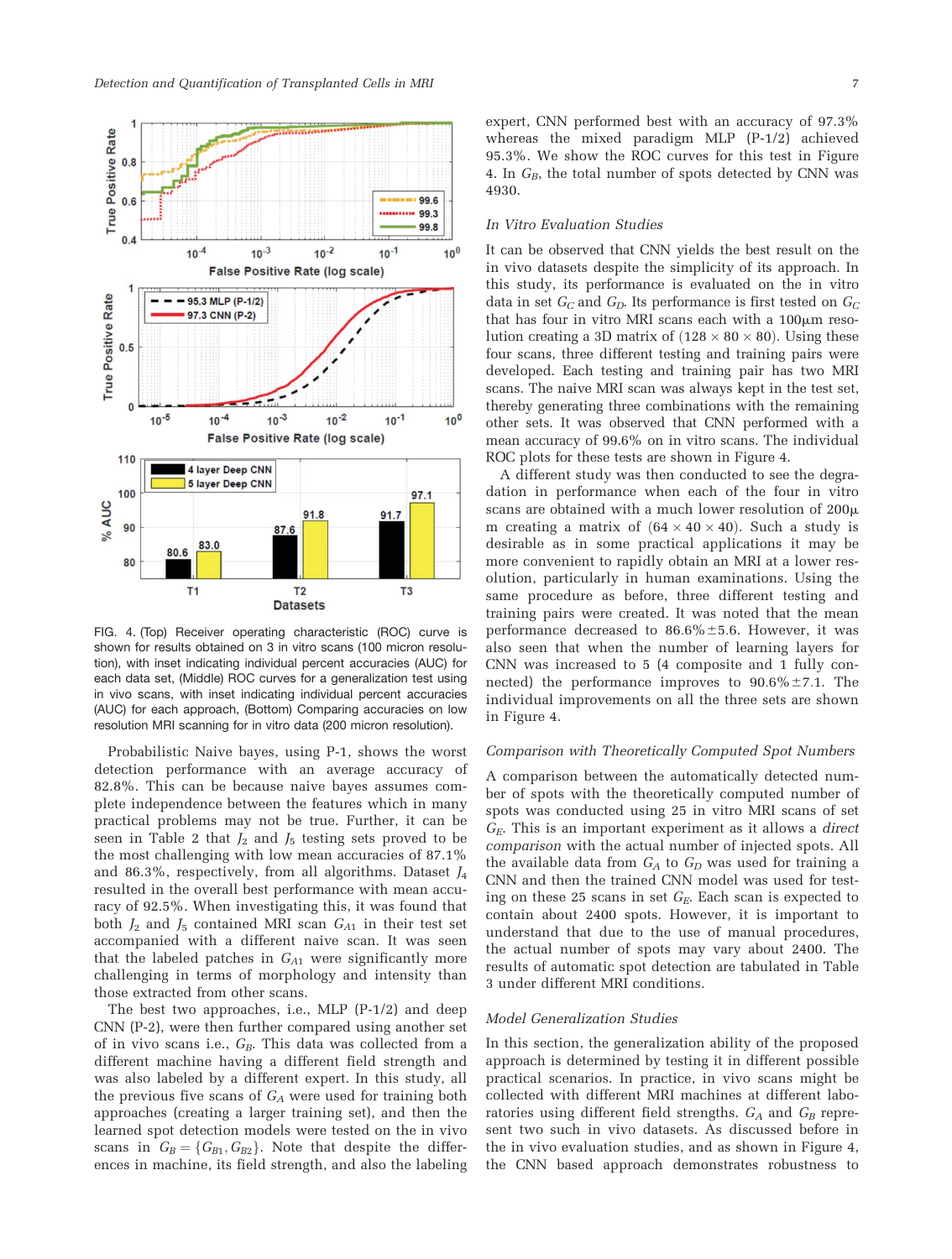FIG. 4. (Top) Receiver operating characteristic (ROC) curve is shown for results obtained on 3 in vitro scans (100 micron resolution), with inset indicating individual percent accuracies (AUC) for each data set, (Middle) ROC curves for a generalization test using in vivo scans, with inset indicating individual percent accuracies (AUC) for each approach, (Bottom) Comparing accuracies on low resolution MRI scanning for in vitro data (200 micron resolution).

Probabilistic Naive bayes, using P-1, shows the worst detection performance with an average accuracy of 82.8%. This can be because naive bayes assumes complete independence between the features which in many practical problems may not be true. Further, it can be seen in Table 2 that $J_2$ and $J_5$ testing sets proved to be the most challenging with low mean accuracies of 87.1% and 86.3%, respectively, from all algorithms. Dataset $J_4$ resulted in the overall best performance with mean accuracy of 92.5%. When investigating this, it was found that both $J_2$ and $J_5$ contained MRI scan $G_{A1}$ in their test set accompanied with a different naive scan. It was seen that the labeled patches in $G_{A1}$ were significantly more challenging in terms of morphology and intensity than those extracted from other scans.

The best two approaches, i.e., MLP (P-1/2) and deep CNN (P-2), were then further compared using another set of in vivo scans i.e., $G_B$. This data was collected from a different machine having a different field strength and was also labeled by a different expert. In this study, all the previous five scans of $G_A$ were used for training both approaches (creating a larger training set), and then the learned spot detection models were tested on the in vivo scans in $G_B = \{G_{B1}, G_{B2}\}$. Note that despite the differences in machine, its field strength, and also the labeling expert, CNN performed best with an accuracy of 97.3% whereas the mixed paradigm MLP (P-1/2) achieved 95.3%. We show the ROC curves for this test in Figure 4. In $G_B$, the total number of spots detected by CNN was 4930.

### In Vitro Evaluation Studies

It can be observed that CNN yields the best result on the in vivo datasets despite the simplicity of its approach. In this study, its performance is evaluated on the in vitro data in set $G_C$ and $G_D$. Its performance is first tested on $G_C$ that has four in vitro MRI scans each with a 100μm resolution creating a 3D matrix of ($128 \times 80 \times 80$). Using these four scans, three different testing and training pairs were developed. Each testing and training pair has two MRI scans. The naive MRI scan was always kept in the test set, thereby generating three combinations with the remaining other sets. It was observed that CNN performed with a mean accuracy of 99.6% on in vitro scans. The individual ROC plots for these tests are shown in Figure 4.

A different study was then conducted to see the degradation in performance when each of the four in vitro scans are obtained with a much lower resolution of 200μ m creating a matrix of ($64 \times 40 \times 40$). Such a study is desirable as in some practical applications it may be more convenient to rapidly obtain an MRI at a lower resolution, particularly in human examinations. Using the same procedure as before, three different testing and training pairs were created. It was noted that the mean performance decreased to 86.6%±5.6. However, it was also seen that when the number of learning layers for CNN was increased to 5 (4 composite and 1 fully connected) the performance improves to 90.6%±7.1. The individual improvements on all the three sets are shown in Figure 4.

### Comparison with Theoretically Computed Spot Numbers

A comparison between the automatically detected number of spots with the theoretically computed number of spots was conducted using 25 in vitro MRI scans of set $G_E$. This is an important experiment as it allows a *direct comparison* with the actual number of injected spots. All the available data from $G_A$ to $G_D$ was used for training a CNN and then the trained CNN model was used for testing on these 25 scans in set $G_E$. Each scan is expected to contain about 2400 spots. However, it is important to understand that due to the use of manual procedures, the actual number of spots may vary about 2400. The results of automatic spot detection are tabulated in Table 3 under different MRI conditions.

### Model Generalization Studies

In this section, the generalization ability of the proposed approach is determined by testing it in different possible practical scenarios. In practice, in vivo scans might be collected with different MRI machines at different laboratories using different field strengths. $G_A$ and $G_B$ represent two such in vivo datasets. As discussed before in the in vivo evaluation studies, and as shown in Figure 4, the CNN based approach demonstrates robustness to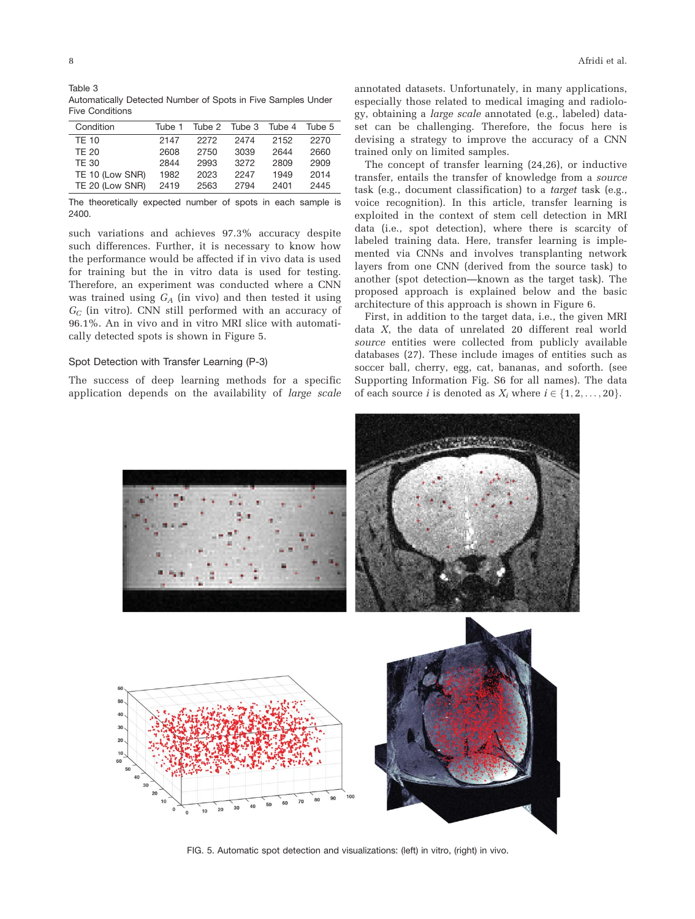Table 3
Automatically Detected Number of Spots in Five Samples Under Five Conditions

| Condition | Tube 1 | Tube 2 | Tube 3 | Tube 4 | Tube 5 |
|---|---|---|---|---|---|
| TE 10 | 2147 | 2272 | 2474 | 2152 | 2270 |
| TE 20 | 2608 | 2750 | 3039 | 2644 | 2660 |
| TE 30 | 2844 | 2993 | 3272 | 2809 | 2909 |
| TE 10 (Low SNR) | 1982 | 2023 | 2247 | 1949 | 2014 |
| TE 20 (Low SNR) | 2419 | 2563 | 2794 | 2401 | 2445 |

The theoretically expected number of spots in each sample is 2400.

such variations and achieves 97.3% accuracy despite such differences. Further, it is necessary to know how the performance would be affected if in vivo data is used for training but the in vitro data is used for testing. Therefore, an experiment was conducted where a CNN was trained using $G_A$ (in vivo) and then tested it using $G_C$ (in vitro). CNN still performed with an accuracy of 96.1%. An in vivo and in vitro MRI slice with automatically detected spots is shown in Figure 5.

### Spot Detection with Transfer Learning (P-3)

The success of deep learning methods for a specific application depends on the availability of *large scale* annotated datasets. Unfortunately, in many applications, especially those related to medical imaging and radiology, obtaining a *large scale* annotated (e.g., labeled) dataset can be challenging. Therefore, the focus here is devising a strategy to improve the accuracy of a CNN trained only on limited samples.

The concept of transfer learning (24,26), or inductive transfer, entails the transfer of knowledge from a *source* task (e.g., document classification) to a *target* task (e.g., voice recognition). In this article, transfer learning is exploited in the context of stem cell detection in MRI data (i.e., spot detection), where there is scarcity of labeled training data. Here, transfer learning is implemented via CNNs and involves transplanting network layers from one CNN (derived from the source task) to another (spot detection—known as the target task). The proposed approach is explained below and the basic architecture of this approach is shown in Figure 6.

First, in addition to the target data, i.e., the given MRI data $X$, the data of unrelated 20 different real world *source* entities were collected from publicly available databases (27). These include images of entities such as soccer ball, cherry, egg, cat, bananas, and soforth. (see Supporting Information Fig. S6 for all names). The data of each source $i$ is denoted as $X_i$ where $i \in \{1, 2, \ldots, 20\}$.

FIG. 5. Automatic spot detection and visualizations: (left) in vitro, (right) in vivo.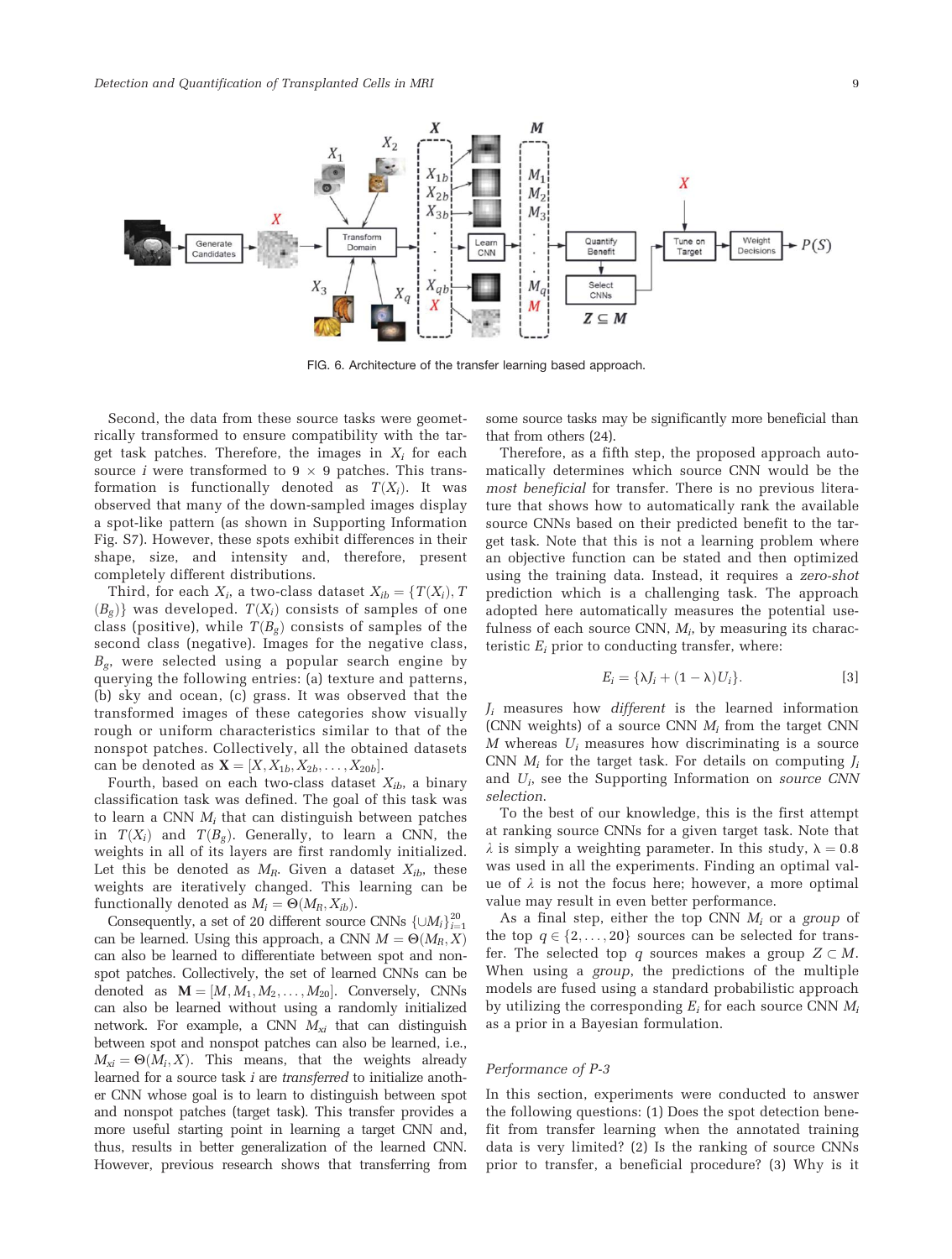FIG. 6. Architecture of the transfer learning based approach.

Second, the data from these source tasks were geometrically transformed to ensure compatibility with the target task patches. Therefore, the images in $X_i$ for each source $i$ were transformed to $9 \times 9$ patches. This transformation is functionally denoted as $T(X_i)$. It was observed that many of the down-sampled images display a spot-like pattern (as shown in Supporting Information Fig. S7). However, these spots exhibit differences in their shape, size, and intensity and, therefore, present completely different distributions.

Third, for each $X_i$, a two-class dataset $X_{ib} = \{T(X_i), T(B_g)\}$ was developed. $T(X_i)$ consists of samples of one class (positive), while $T(B_g)$ consists of samples of the second class (negative). Images for the negative class, $B_g$, were selected using a popular search engine by querying the following entries: (a) texture and patterns, (b) sky and ocean, (c) grass. It was observed that the transformed images of these categories show visually rough or uniform characteristics similar to that of the nonspot patches. Collectively, all the obtained datasets can be denoted as $\mathbf{X} = [X, X_{1b}, X_{2b}, \ldots, X_{20b}]$.

Fourth, based on each two-class dataset $X_{ib}$, a binary classification task was defined. The goal of this task was to learn a CNN $M_i$ that can distinguish between patches in $T(X_i)$ and $T(B_g)$. Generally, to learn a CNN, the weights in all of its layers are first randomly initialized. Let this be denoted as $M_R$. Given a dataset $X_{ib}$, these weights are iteratively changed. This learning can be functionally denoted as $M_i = \Theta(M_R, X_{ib})$.

Consequently, a set of 20 different source CNNs $\{\cup M_i\}_{i=1}^{20}$ can be learned. Using this approach, a CNN $M = \Theta(M_R, X)$ can also be learned to differentiate between spot and nonspot patches. Collectively, the set of learned CNNs can be denoted as $\mathbf{M} = [M, M_1, M_2, \ldots, M_{20}]$. Conversely, CNNs can also be learned without using a randomly initialized network. For example, a CNN $M_{xi}$ that can distinguish between spot and nonspot patches can also be learned, i.e., $M_{xi} = \Theta(M_i, X)$. This means, that the weights already learned for a source task $i$ are *transferred* to initialize another CNN whose goal is to learn to distinguish between spot and nonspot patches (target task). This transfer provides a more useful starting point in learning a target CNN and, thus, results in better generalization of the learned CNN. However, previous research shows that transferring from some source tasks may be significantly more beneficial than that from others (24).

Therefore, as a fifth step, the proposed approach automatically determines which source CNN would be the *most beneficial* for transfer. There is no previous literature that shows how to automatically rank the available source CNNs based on their predicted benefit to the target task. Note that this is not a learning problem where an objective function can be stated and then optimized using the training data. Instead, it requires a *zero-shot* prediction which is a challenging task. The approach adopted here automatically measures the potential usefulness of each source CNN, $M_i$, by measuring its characteristic $E_i$ prior to conducting transfer, where:

$$E_i = \{\lambda J_i + (1 - \lambda) U_i\}. \quad [3]$$

$J_i$ measures how *different* is the learned information (CNN weights) of a source CNN $M_i$ from the target CNN $M$ whereas $U_i$ measures how discriminating is a source CNN $M_i$ for the target task. For details on computing $J_i$ and $U_i$, see the Supporting Information on *source CNN selection*.

To the best of our knowledge, this is the first attempt at ranking source CNNs for a given target task. Note that $\lambda$ is simply a weighting parameter. In this study, $\lambda = 0.8$ was used in all the experiments. Finding an optimal value of $\lambda$ is not the focus here; however, a more optimal value may result in even better performance.

As a final step, either the top CNN $M_i$ or a *group* of the top $q \in \{2, \ldots, 20\}$ sources can be selected for transfer. The selected top $q$ sources makes a group $Z \subset M$. When using a *group*, the predictions of the multiple models are fused using a standard probabilistic approach by utilizing the corresponding $E_i$ for each source CNN $M_i$ as a prior in a Bayesian formulation.

### *Performance of P-3*

In this section, experiments were conducted to answer the following questions: (1) Does the spot detection benefit from transfer learning when the annotated training data is very limited? (2) Is the ranking of source CNNs prior to transfer, a beneficial procedure? (3) Why is it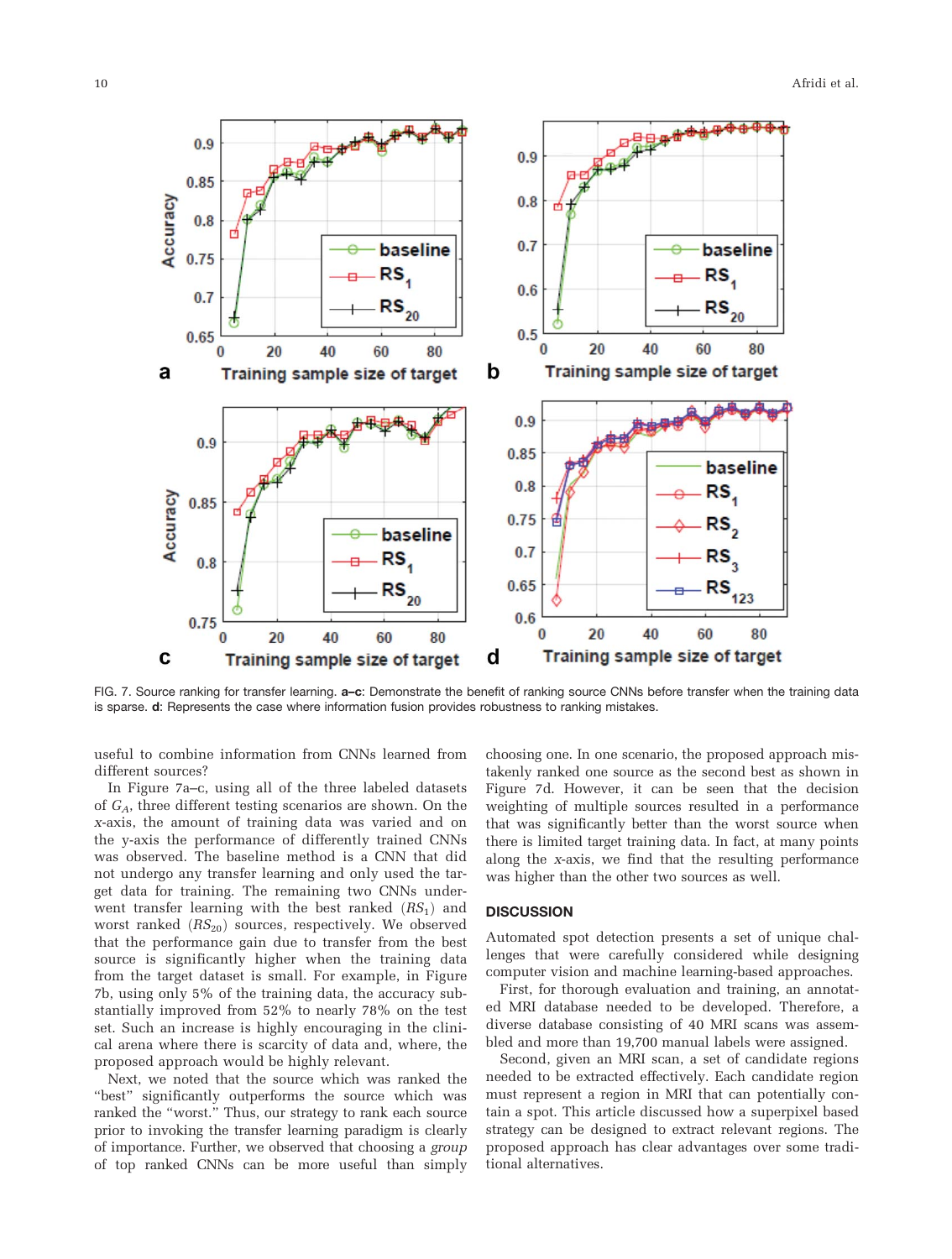FIG. 7. Source ranking for transfer learning. **a–c**: Demonstrate the benefit of ranking source CNNs before transfer when the training data is sparse. **d**: Represents the case where information fusion provides robustness to ranking mistakes.

useful to combine information from CNNs learned from different sources?

In Figure 7a–c, using all of the three labeled datasets of $G_A$, three different testing scenarios are shown. On the $x$-axis, the amount of training data was varied and on the y-axis the performance of differently trained CNNs was observed. The baseline method is a CNN that did not undergo any transfer learning and only used the target data for training. The remaining two CNNs underwent transfer learning with the best ranked ($RS_1$) and worst ranked ($RS_{20}$) sources, respectively. We observed that the performance gain due to transfer from the best source is significantly higher when the training data from the target dataset is small. For example, in Figure 7b, using only 5% of the training data, the accuracy substantially improved from 52% to nearly 78% on the test set. Such an increase is highly encouraging in the clinical arena where there is scarcity of data and, where, the proposed approach would be highly relevant.

Next, we noted that the source which was ranked the "best" significantly outperforms the source which was ranked the "worst." Thus, our strategy to rank each source prior to invoking the transfer learning paradigm is clearly of importance. Further, we observed that choosing a *group* of top ranked CNNs can be more useful than simply choosing one. In one scenario, the proposed approach mistakenly ranked one source as the second best as shown in Figure 7d. However, it can be seen that the decision weighting of multiple sources resulted in a performance that was significantly better than the worst source when there is limited target training data. In fact, at many points along the $x$-axis, we find that the resulting performance was higher than the other two sources as well.

## DISCUSSION

Automated spot detection presents a set of unique challenges that were carefully considered while designing computer vision and machine learning-based approaches.

First, for thorough evaluation and training, an annotated MRI database needed to be developed. Therefore, a diverse database consisting of 40 MRI scans was assembled and more than 19,700 manual labels were assigned.

Second, given an MRI scan, a set of candidate regions needed to be extracted effectively. Each candidate region must represent a region in MRI that can potentially contain a spot. This article discussed how a superpixel based strategy can be designed to extract relevant regions. The proposed approach has clear advantages over some traditional alternatives.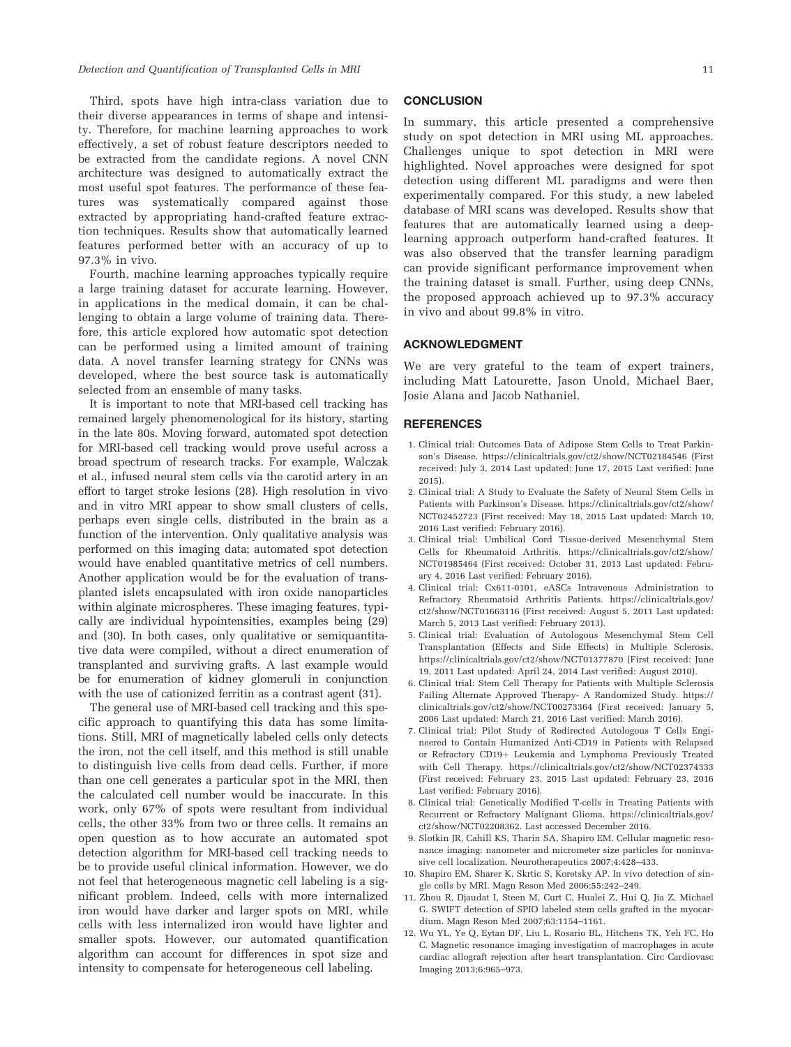Third, spots have high intra-class variation due to their diverse appearances in terms of shape and intensity. Therefore, for machine learning approaches to work effectively, a set of robust feature descriptors needed to be extracted from the candidate regions. A novel CNN architecture was designed to automatically extract the most useful spot features. The performance of these features was systematically compared against those extracted by appropriating hand-crafted feature extraction techniques. Results show that automatically learned features performed better with an accuracy of up to 97.3% in vivo.

Fourth, machine learning approaches typically require a large training dataset for accurate learning. However, in applications in the medical domain, it can be challenging to obtain a large volume of training data. Therefore, this article explored how automatic spot detection can be performed using a limited amount of training data. A novel transfer learning strategy for CNNs was developed, where the best source task is automatically selected from an ensemble of many tasks.

It is important to note that MRI-based cell tracking has remained largely phenomenological for its history, starting in the late 80s. Moving forward, automated spot detection for MRI-based cell tracking would prove useful across a broad spectrum of research tracks. For example, Walczak et al., infused neural stem cells via the carotid artery in an effort to target stroke lesions (28). High resolution in vivo and in vitro MRI appear to show small clusters of cells, perhaps even single cells, distributed in the brain as a function of the intervention. Only qualitative analysis was performed on this imaging data; automated spot detection would have enabled quantitative metrics of cell numbers. Another application would be for the evaluation of transplanted islets encapsulated with iron oxide nanoparticles within alginate microspheres. These imaging features, typically are individual hypointensities, examples being (29) and (30). In both cases, only qualitative or semiquantitative data were compiled, without a direct enumeration of transplanted and surviving grafts. A last example would be for enumeration of kidney glomeruli in conjunction with the use of cationized ferritin as a contrast agent (31).

The general use of MRI-based cell tracking and this specific approach to quantifying this data has some limitations. Still, MRI of magnetically labeled cells only detects the iron, not the cell itself, and this method is still unable to distinguish live cells from dead cells. Further, if more than one cell generates a particular spot in the MRI, then the calculated cell number would be inaccurate. In this work, only 67% of spots were resultant from individual cells, the other 33% from two or three cells. It remains an open question as to how accurate an automated spot detection algorithm for MRI-based cell tracking needs to be to provide useful clinical information. However, we do not feel that heterogeneous magnetic cell labeling is a significant problem. Indeed, cells with more internalized iron would have darker and larger spots on MRI, while cells with less internalized iron would have lighter and smaller spots. However, our automated quantification algorithm can account for differences in spot size and intensity to compensate for heterogeneous cell labeling.

## CONCLUSION

In summary, this article presented a comprehensive study on spot detection in MRI using ML approaches. Challenges unique to spot detection in MRI were highlighted. Novel approaches were designed for spot detection using different ML paradigms and were then experimentally compared. For this study, a new labeled database of MRI scans was developed. Results show that features that are automatically learned using a deep-learning approach outperform hand-crafted features. It was also observed that the transfer learning paradigm can provide significant performance improvement when the training dataset is small. Further, using deep CNNs, the proposed approach achieved up to 97.3% accuracy in vivo and about 99.8% in vitro.

## ACKNOWLEDGMENT

We are very grateful to the team of expert trainers, including Matt Latourette, Jason Unold, Michael Baer, Josie Alana and Jacob Nathaniel.

## REFERENCES

1. Clinical trial: Outcomes Data of Adipose Stem Cells to Treat Parkinson's Disease. https://clinicaltrials.gov/ct2/show/NCT02184546 (First received: July 3, 2014 Last updated: June 17, 2015 Last verified: June 2015).
2. Clinical trial: A Study to Evaluate the Safety of Neural Stem Cells in Patients with Parkinson's Disease. https://clinicaltrials.gov/ct2/show/NCT02452723 (First received: May 18, 2015 Last updated: March 10, 2016 Last verified: February 2016).
3. Clinical trial: Umbilical Cord Tissue-derived Mesenchymal Stem Cells for Rheumatoid Arthritis. https://clinicaltrials.gov/ct2/show/NCT01985464 (First received: October 31, 2013 Last updated: February 4, 2016 Last verified: February 2016).
4. Clinical trial: Cx611-0101, eASCs Intravenous Administration to Refractory Rheumatoid Arthritis Patients. https://clinicaltrials.gov/ct2/show/NCT01663116 (First received: August 5, 2011 Last updated: March 5, 2013 Last verified: February 2013).
5. Clinical trial: Evaluation of Autologous Mesenchymal Stem Cell Transplantation (Effects and Side Effects) in Multiple Sclerosis. https://clinicaltrials.gov/ct2/show/NCT01377870 (First received: June 19, 2011 Last updated: April 24, 2014 Last verified: August 2010).
6. Clinical trial: Stem Cell Therapy for Patients with Multiple Sclerosis Failing Alternate Approved Therapy- A Randomized Study. https://clinicaltrials.gov/ct2/show/NCT00273364 (First received: January 5, 2006 Last updated: March 21, 2016 Last verified: March 2016).
7. Clinical trial: Pilot Study of Redirected Autologous T Cells Engineered to Contain Humanized Anti-CD19 in Patients with Relapsed or Refractory CD19+ Leukemia and Lymphoma Previously Treated with Cell Therapy. https://clinicaltrials.gov/ct2/show/NCT02374333 (First received: February 23, 2015 Last updated: February 23, 2016 Last verified: February 2016).
8. Clinical trial: Genetically Modified T-cells in Treating Patients with Recurrent or Refractory Malignant Glioma. https://clinicaltrials.gov/ct2/show/NCT02208362. Last accessed December 2016.
9. Slotkin JR, Cahill KS, Tharin SA, Shapiro EM. Cellular magnetic resonance imaging: nanometer and micrometer size particles for noninvasive cell localization. Neurotherapeutics 2007;4:428–433.
10. Shapiro EM, Sharer K, Skrtic S, Koretsky AP. In vivo detection of single cells by MRI. Magn Reson Med 2006;55:242–249.
11. Zhou R, Djaudat I, Steen M, Curt C, Hualei Z, Hui Q, Jia Z, Michael G. SWIFT detection of SPIO labeled stem cells grafted in the myocardium. Magn Reson Med 2007;63:1154–1161.
12. Wu YL, Ye Q, Eytan DF, Liu L, Rosario BL, Hitchens TK, Yeh FC, Ho C. Magnetic resonance imaging investigation of macrophages in acute cardiac allograft rejection after heart transplantation. Circ Cardiovasc Imaging 2013;6:965–973.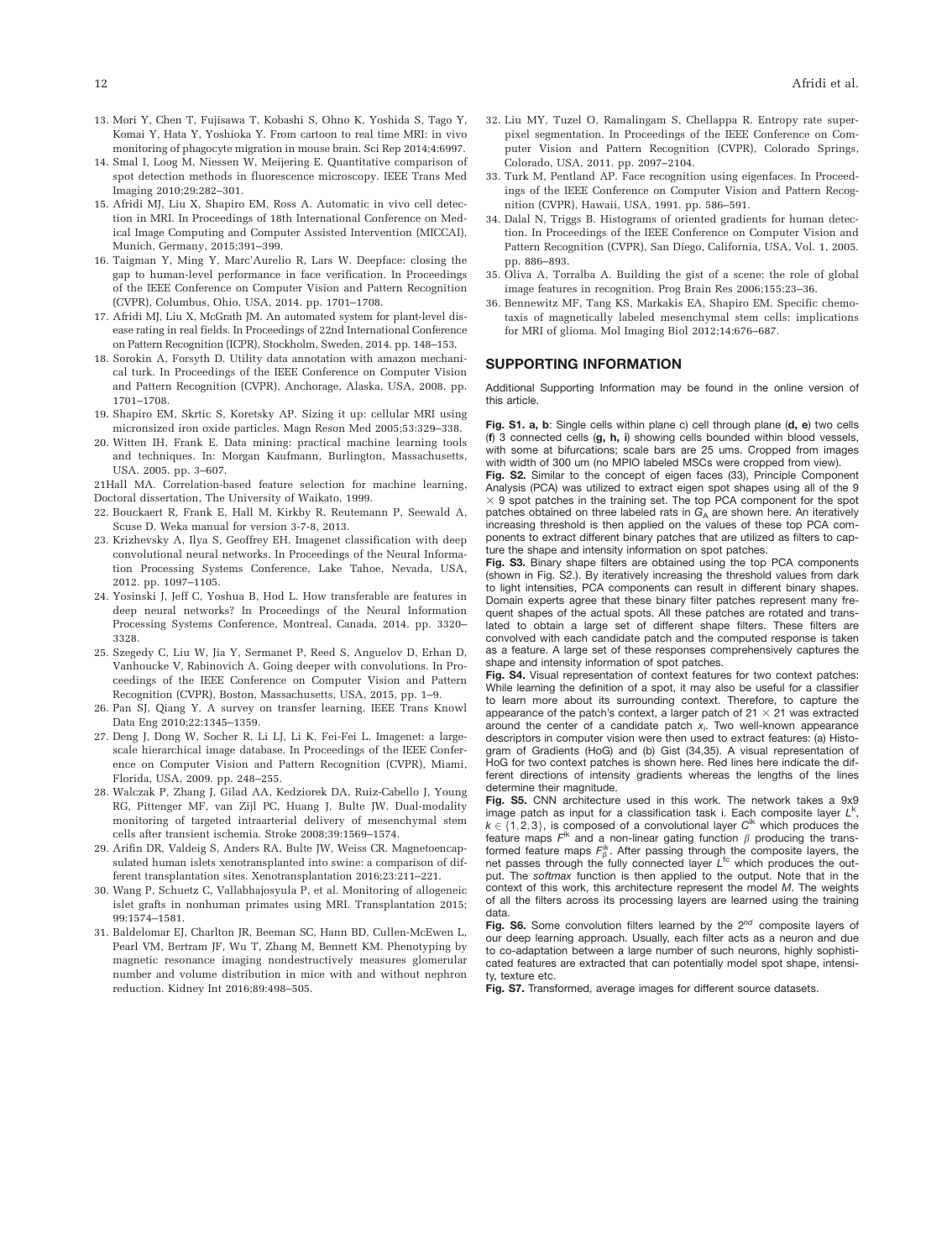13. Mori Y, Chen T, Fujisawa T, Kobashi S, Ohno K, Yoshida S, Tago Y, Komai Y, Hata Y, Yoshioka Y. From cartoon to real time MRI: in vivo monitoring of phagocyte migration in mouse brain. Sci Rep 2014;4:6997.
14. Smal I, Loog M, Niessen W, Meijering E. Quantitative comparison of spot detection methods in fluorescence microscopy. IEEE Trans Med Imaging 2010;29:282–301.
15. Afridi MJ, Liu X, Shapiro EM, Ross A. Automatic in vivo cell detection in MRI. In Proceedings of 18th International Conference on Medical Image Computing and Computer Assisted Intervention (MICCAI), Munich, Germany, 2015;391–399.
16. Taigman Y, Ming Y, Marc'Aurelio R, Lars W. Deepface: closing the gap to human-level performance in face verification. In Proceedings of the IEEE Conference on Computer Vision and Pattern Recognition (CVPR), Columbus, Ohio, USA, 2014. pp. 1701–1708.
17. Afridi MJ, Liu X, McGrath JM. An automated system for plant-level disease rating in real fields. In Proceedings of 22nd International Conference on Pattern Recognition (ICPR), Stockholm, Sweden, 2014. pp. 148–153.
18. Sorokin A, Forsyth D. Utility data annotation with amazon mechanical turk. In Proceedings of the IEEE Conference on Computer Vision and Pattern Recognition (CVPR), Anchorage, Alaska, USA, 2008. pp. 1701–1708.
19. Shapiro EM, Skrtic S, Koretsky AP. Sizing it up: cellular MRI using micronsized iron oxide particles. Magn Reson Med 2005;53:329–338.
20. Witten IH, Frank E. Data mining: practical machine learning tools and techniques. In: Morgan Kaufmann, Burlington, Massachusetts, USA. 2005. pp. 3–607.

21Hall MA. Correlation-based feature selection for machine learning, Doctoral dissertation, The University of Waikato, 1999.

22. Bouckaert R, Frank E, Hall M, Kirkby R, Reutemann P, Seewald A, Scuse D. Weka manual for version 3-7-8, 2013.
23. Krizhevsky A, Ilya S, Geoffrey EH. Imagenet classification with deep convolutional neural networks. In Proceedings of the Neural Information Processing Systems Conference, Lake Tahoe, Nevada, USA, 2012. pp. 1097–1105.
24. Yosinski J, Jeff C, Yoshua B, Hod L. How transferable are features in deep neural networks? In Proceedings of the Neural Information Processing Systems Conference, Montreal, Canada, 2014. pp. 3320–3328.
25. Szegedy C, Liu W, Jia Y, Sermanet P, Reed S, Anguelov D, Erhan D, Vanhoucke V, Rabinovich A. Going deeper with convolutions. In Proceedings of the IEEE Conference on Computer Vision and Pattern Recognition (CVPR), Boston, Massachusetts, USA, 2015, pp. 1–9.
26. Pan SJ, Qiang Y. A survey on transfer learning. IEEE Trans Knowl Data Eng 2010;22:1345–1359.
27. Deng J, Dong W, Socher R, Li LJ, Li K, Fei-Fei L. Imagenet: a large-scale hierarchical image database. In Proceedings of the IEEE Conference on Computer Vision and Pattern Recognition (CVPR), Miami, Florida, USA, 2009. pp. 248–255.
28. Walczak P, Zhang J, Gilad AA, Kedziorek DA, Ruiz-Cabello J, Young RG, Pittenger MF, van Zijl PC, Huang J, Bulte JW. Dual-modality monitoring of targeted intraarterial delivery of mesenchymal stem cells after transient ischemia. Stroke 2008;39:1569–1574.
29. Arifin DR, Valdeig S, Anders RA, Bulte JW, Weiss CR. Magnetoencapsulated human islets xenotransplanted into swine: a comparison of different transplantation sites. Xenotransplantation 2016;23:211–221.
30. Wang P, Schuetz C, Vallabhajosyula P, et al. Monitoring of allogeneic islet grafts in nonhuman primates using MRI. Transplantation 2015; 99:1574–1581.
31. Baldelomar EJ, Charlton JR, Beeman SC, Hann BD, Cullen-McEwen L, Pearl VM, Bertram JF, Wu T, Zhang M, Bennett KM. Phenotyping by magnetic resonance imaging nondestructively measures glomerular number and volume distribution in mice with and without nephron reduction. Kidney Int 2016;89:498–505.
32. Liu MY, Tuzel O, Ramalingam S, Chellappa R. Entropy rate superpixel segmentation. In Proceedings of the IEEE Conference on Computer Vision and Pattern Recognition (CVPR), Colorado Springs, Colorado, USA, 2011. pp. 2097–2104.
33. Turk M, Pentland AP. Face recognition using eigenfaces. In Proceedings of the IEEE Conference on Computer Vision and Pattern Recognition (CVPR), Hawaii, USA, 1991. pp. 586–591.
34. Dalal N, Triggs B. Histograms of oriented gradients for human detection. In Proceedings of the IEEE Conference on Computer Vision and Pattern Recognition (CVPR), San Diego, California, USA, Vol. 1, 2005. pp. 886–893.
35. Oliva A, Torralba A. Building the gist of a scene: the role of global image features in recognition. Prog Brain Res 2006;155:23–36.
36. Bennewitz MF, Tang KS, Markakis EA, Shapiro EM. Specific chemotaxis of magnetically labeled mesenchymal stem cells: implications for MRI of glioma. Mol Imaging Biol 2012;14:676–687.

## SUPPORTING INFORMATION

Additional Supporting Information may be found in the online version of this article.

**Fig. S1. a, b**: Single cells within plane c) cell through plane (**d, e**) two cells (**f**) 3 connected cells (**g, h, i**) showing cells bounded within blood vessels, with some at bifurcations; scale bars are 25 ums. Cropped from images with width of 300 um (no MPIO labeled MSCs were cropped from view).

**Fig. S2.** Similar to the concept of eigen faces (33), Principle Component Analysis (PCA) was utilized to extract eigen spot shapes using all of the 9 $\times$ 9 spot patches in the training set. The top PCA component for the spot patches obtained on three labeled rats in $G_A$ are shown here. An iteratively increasing threshold is then applied on the values of these top PCA components to extract different binary patches that are utilized as filters to capture the shape and intensity information on spot patches.

**Fig. S3.** Binary shape filters are obtained using the top PCA components (shown in Fig. S2.). By iteratively increasing the threshold values from dark to light intensities, PCA components can result in different binary shapes. Domain experts agree that these binary filter patches represent many frequent shapes of the actual spots. All these patches are rotated and translated to obtain a large set of different shape filters. These filters are convolved with each candidate patch and the computed response is taken as a feature. A large set of these responses comprehensively captures the shape and intensity information of spot patches.

**Fig. S4.** Visual representation of context features for two context patches: While learning the definition of a spot, it may also be useful for a classifier to learn more about its surrounding context. Therefore, to capture the appearance of the patch's context, a larger patch of 21 $\times$ 21 was extracted around the center of a candidate patch $x_i$. Two well-known appearance descriptors in computer vision were then used to extract features: (a) Histogram of Gradients (HoG) and (b) Gist (34,35). A visual representation of HoG for two context patches is shown here. Red lines here indicate the different directions of intensity gradients whereas the lengths of the lines determine their magnitude.

**Fig. S5.** CNN architecture used in this work. The network takes a 9x9 image patch as input for a classification task i. Each composite layer $L^k$, $k \in \{1, 2, 3\}$, is composed of a convolutional layer $C^{ik}$ which produces the feature maps $F^{ik}$ and a non-linear gating function $\beta$ producing the transformed feature maps $F_\beta^{ik}$. After passing through the composite layers, the net passes through the fully connected layer $L^{fc}$ which produces the output. The *softmax* function is then applied to the output. Note that in the context of this work, this architecture represent the model *M*. The weights of all the filters across its processing layers are learned using the training data.

**Fig. S6.** Some convolution filters learned by the $2^{nd}$ composite layers of our deep learning approach. Usually, each filter acts as a neuron and due to co-adaptation between a large number of such neurons, highly sophisticated features are extracted that can potentially model spot shape, intensity, texture etc.

**Fig. S7.** Transformed, average images for different source datasets.